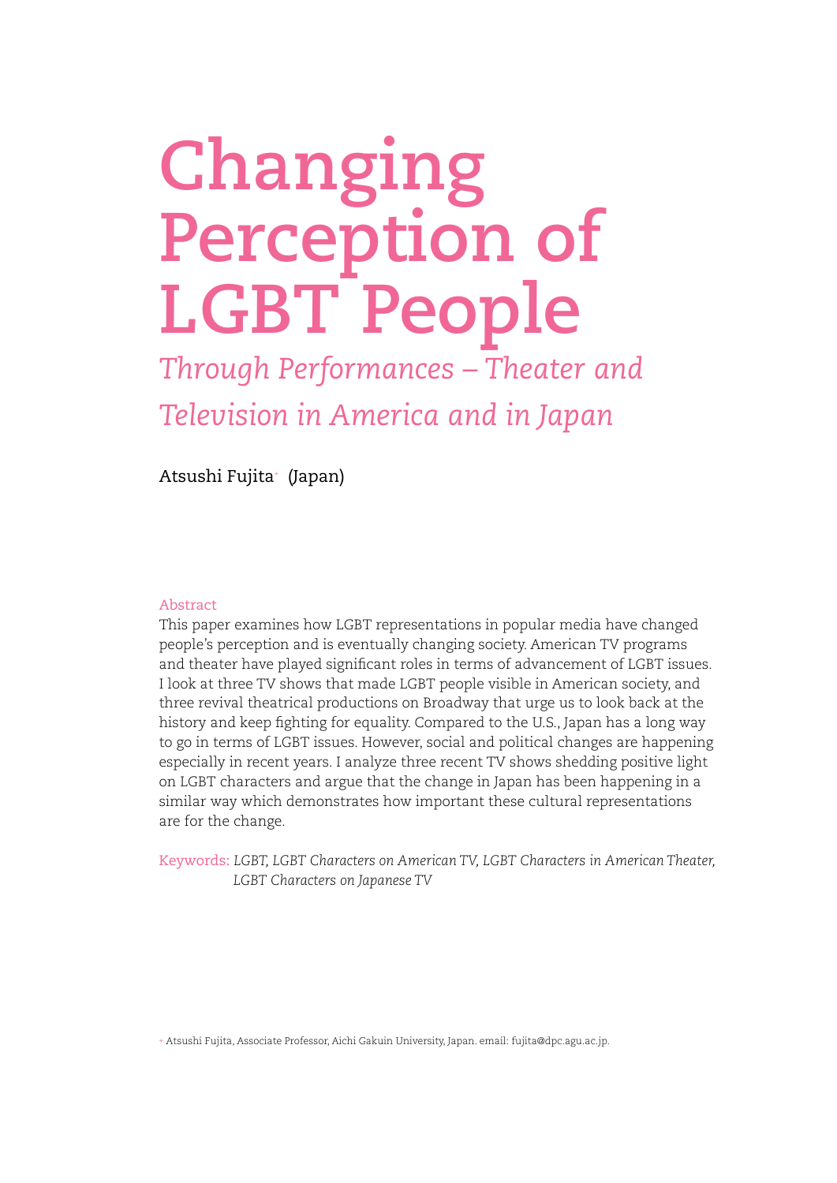# Changing Perception of LGBT People

## *Through Performances – Theater and Television in America and in Japan*

Atsushi Fujita[+] (Japan)

Abstract

This paper examines how LGBT representations in popular media have changed people's perception and is eventually changing society. American TV programs and theater have played significant roles in terms of advancement of LGBT issues. I look at three TV shows that made LGBT people visible in American society, and three revival theatrical productions on Broadway that urge us to look back at the history and keep fighting for equality. Compared to the U.S., Japan has a long way to go in terms of LGBT issues. However, social and political changes are happening especially in recent years. I analyze three recent TV shows shedding positive light on LGBT characters and argue that the change in Japan has been happening in a similar way which demonstrates how important these cultural representations are for the change.

Keywords: *LGBT, LGBT Characters on American TV, LGBT Characters in American Theater, LGBT Characters on Japanese TV*

[+] Atsushi Fujita, Associate Professor, Aichi Gakuin University, Japan. email: fujita@dpc.agu.ac.jp.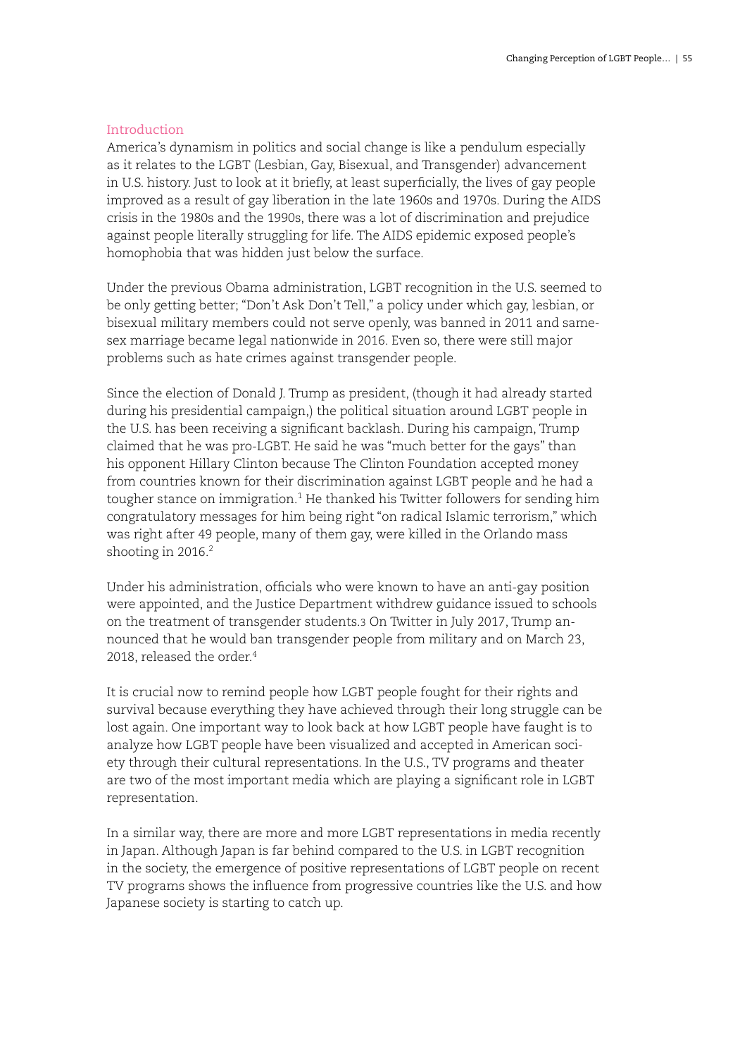## Introduction

America's dynamism in politics and social change is like a pendulum especially as it relates to the LGBT (Lesbian, Gay, Bisexual, and Transgender) advancement in U.S. history. Just to look at it briefly, at least superficially, the lives of gay people improved as a result of gay liberation in the late 1960s and 1970s. During the AIDS crisis in the 1980s and the 1990s, there was a lot of discrimination and prejudice against people literally struggling for life. The AIDS epidemic exposed people's homophobia that was hidden just below the surface.

Under the previous Obama administration, LGBT recognition in the U.S. seemed to be only getting better; "Don't Ask Don't Tell," a policy under which gay, lesbian, or bisexual military members could not serve openly, was banned in 2011 and same-sex marriage became legal nationwide in 2016. Even so, there were still major problems such as hate crimes against transgender people.

Since the election of Donald J. Trump as president, (though it had already started during his presidential campaign,) the political situation around LGBT people in the U.S. has been receiving a significant backlash. During his campaign, Trump claimed that he was pro-LGBT. He said he was "much better for the gays" than his opponent Hillary Clinton because The Clinton Foundation accepted money from countries known for their discrimination against LGBT people and he had a tougher stance on immigration.[1] He thanked his Twitter followers for sending him congratulatory messages for him being right "on radical Islamic terrorism," which was right after 49 people, many of them gay, were killed in the Orlando mass shooting in 2016.[2]

Under his administration, officials who were known to have an anti-gay position were appointed, and the Justice Department withdrew guidance issued to schools on the treatment of transgender students.3 On Twitter in July 2017, Trump announced that he would ban transgender people from military and on March 23, 2018, released the order.[4]

It is crucial now to remind people how LGBT people fought for their rights and survival because everything they have achieved through their long struggle can be lost again. One important way to look back at how LGBT people have faught is to analyze how LGBT people have been visualized and accepted in American society through their cultural representations. In the U.S., TV programs and theater are two of the most important media which are playing a significant role in LGBT representation.

In a similar way, there are more and more LGBT representations in media recently in Japan. Although Japan is far behind compared to the U.S. in LGBT recognition in the society, the emergence of positive representations of LGBT people on recent TV programs shows the influence from progressive countries like the U.S. and how Japanese society is starting to catch up.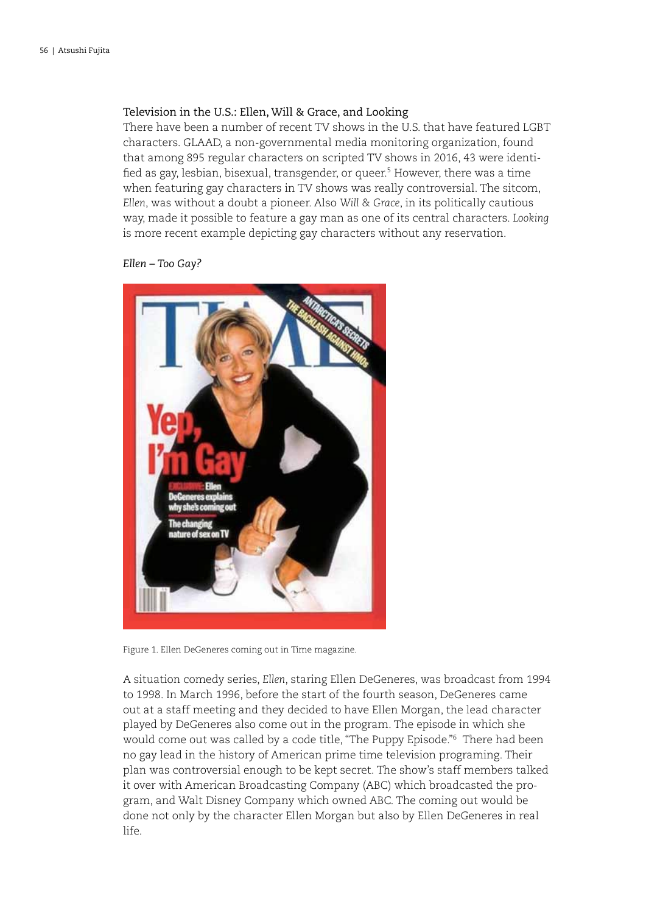### Television in the U.S.: Ellen, Will & Grace, and Looking

There have been a number of recent TV shows in the U.S. that have featured LGBT characters. GLAAD, a non-governmental media monitoring organization, found that among 895 regular characters on scripted TV shows in 2016, 43 were identified as gay, lesbian, bisexual, transgender, or queer.[5] However, there was a time when featuring gay characters in TV shows was really controversial. The sitcom, *Ellen*, was without a doubt a pioneer. Also *Will & Grace*, in its politically cautious way, made it possible to feature a gay man as one of its central characters. *Looking* is more recent example depicting gay characters without any reservation.

#### *Ellen – Too Gay?*

Figure 1. Ellen DeGeneres coming out in Time magazine.

A situation comedy series, *Ellen*, staring Ellen DeGeneres, was broadcast from 1994 to 1998. In March 1996, before the start of the fourth season, DeGeneres came out at a staff meeting and they decided to have Ellen Morgan, the lead character played by DeGeneres also come out in the program. The episode in which she would come out was called by a code title, "The Puppy Episode."[6] There had been no gay lead in the history of American prime time television programing. Their plan was controversial enough to be kept secret. The show's staff members talked it over with American Broadcasting Company (ABC) which broadcasted the program, and Walt Disney Company which owned ABC. The coming out would be done not only by the character Ellen Morgan but also by Ellen DeGeneres in real life.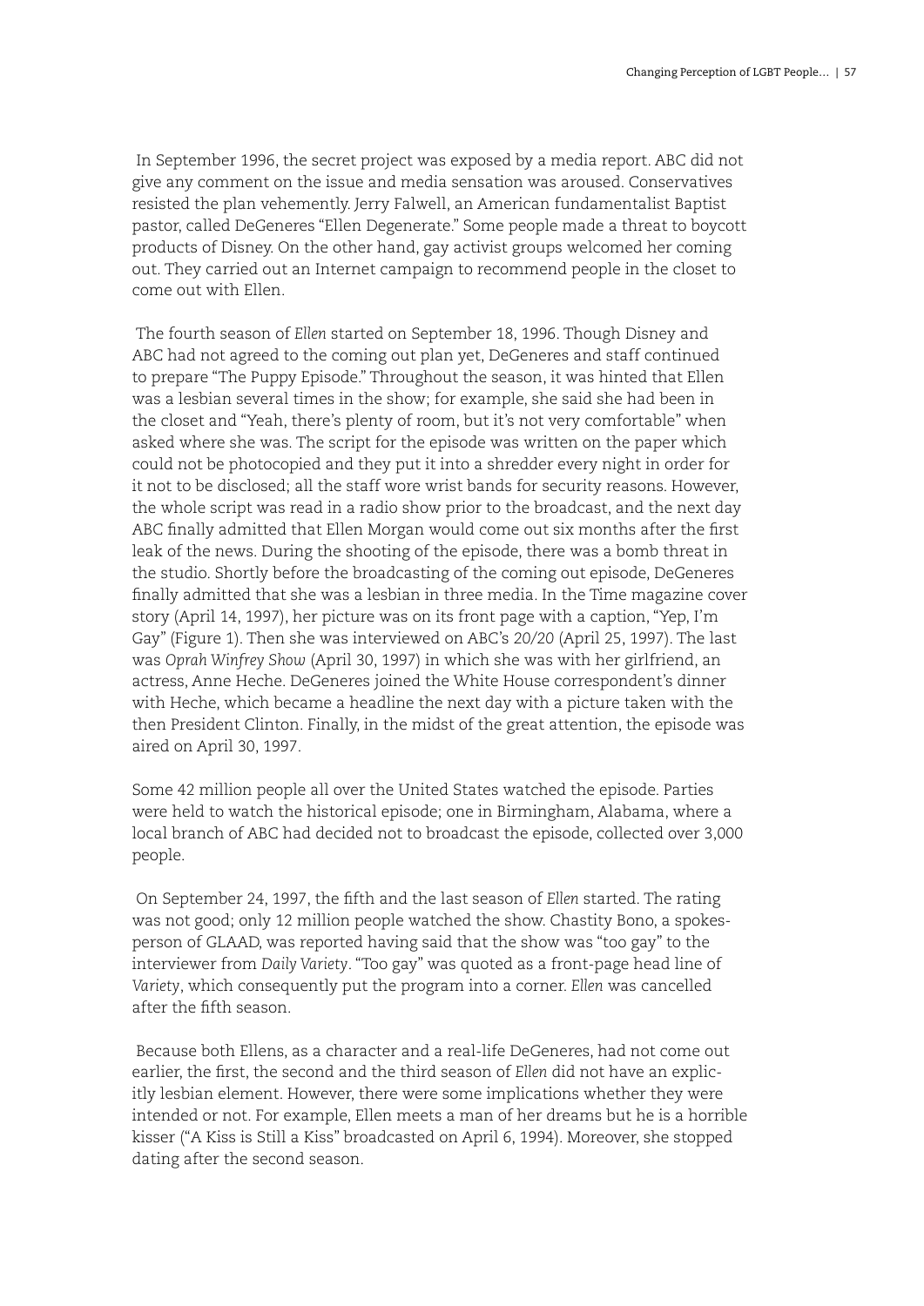In September 1996, the secret project was exposed by a media report. ABC did not give any comment on the issue and media sensation was aroused. Conservatives resisted the plan vehemently. Jerry Falwell, an American fundamentalist Baptist pastor, called DeGeneres "Ellen Degenerate." Some people made a threat to boycott products of Disney. On the other hand, gay activist groups welcomed her coming out. They carried out an Internet campaign to recommend people in the closet to come out with Ellen.

The fourth season of *Ellen* started on September 18, 1996. Though Disney and ABC had not agreed to the coming out plan yet, DeGeneres and staff continued to prepare "The Puppy Episode." Throughout the season, it was hinted that Ellen was a lesbian several times in the show; for example, she said she had been in the closet and "Yeah, there's plenty of room, but it's not very comfortable" when asked where she was. The script for the episode was written on the paper which could not be photocopied and they put it into a shredder every night in order for it not to be disclosed; all the staff wore wrist bands for security reasons. However, the whole script was read in a radio show prior to the broadcast, and the next day ABC finally admitted that Ellen Morgan would come out six months after the first leak of the news. During the shooting of the episode, there was a bomb threat in the studio. Shortly before the broadcasting of the coming out episode, DeGeneres finally admitted that she was a lesbian in three media. In the Time magazine cover story (April 14, 1997), her picture was on its front page with a caption, "Yep, I'm Gay" (Figure 1). Then she was interviewed on ABC's *20/20* (April 25, 1997). The last was *Oprah Winfrey Show* (April 30, 1997) in which she was with her girlfriend, an actress, Anne Heche. DeGeneres joined the White House correspondent's dinner with Heche, which became a headline the next day with a picture taken with the then President Clinton. Finally, in the midst of the great attention, the episode was aired on April 30, 1997.

Some 42 million people all over the United States watched the episode. Parties were held to watch the historical episode; one in Birmingham, Alabama, where a local branch of ABC had decided not to broadcast the episode, collected over 3,000 people.

On September 24, 1997, the fifth and the last season of *Ellen* started. The rating was not good; only 12 million people watched the show. Chastity Bono, a spokes-person of GLAAD, was reported having said that the show was "too gay" to the interviewer from *Daily Variety*. "Too gay" was quoted as a front-page head line of *Variety*, which consequently put the program into a corner. *Ellen* was cancelled after the fifth season.

Because both Ellens, as a character and a real-life DeGeneres, had not come out earlier, the first, the second and the third season of *Ellen* did not have an explicitly lesbian element. However, there were some implications whether they were intended or not. For example, Ellen meets a man of her dreams but he is a horrible kisser ("A Kiss is Still a Kiss" broadcasted on April 6, 1994). Moreover, she stopped dating after the second season.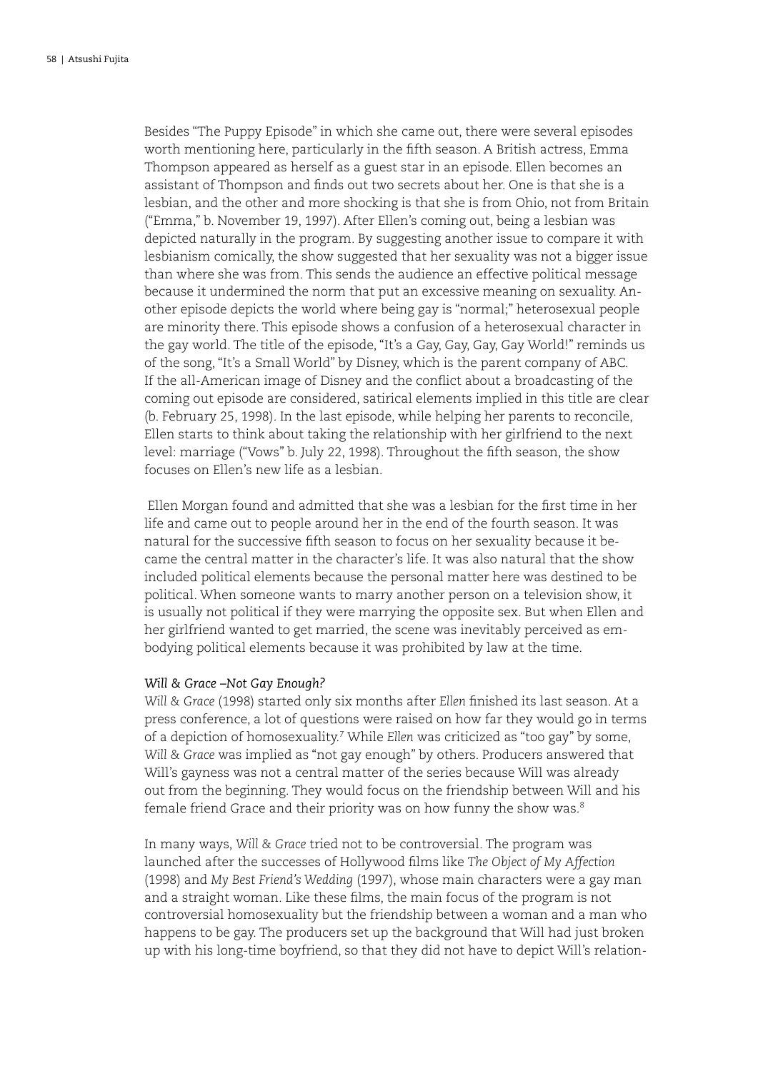Besides "The Puppy Episode" in which she came out, there were several episodes worth mentioning here, particularly in the fifth season. A British actress, Emma Thompson appeared as herself as a guest star in an episode. Ellen becomes an assistant of Thompson and finds out two secrets about her. One is that she is a lesbian, and the other and more shocking is that she is from Ohio, not from Britain ("Emma," b. November 19, 1997). After Ellen's coming out, being a lesbian was depicted naturally in the program. By suggesting another issue to compare it with lesbianism comically, the show suggested that her sexuality was not a bigger issue than where she was from. This sends the audience an effective political message because it undermined the norm that put an excessive meaning on sexuality. Another episode depicts the world where being gay is "normal;" heterosexual people are minority there. This episode shows a confusion of a heterosexual character in the gay world. The title of the episode, "It's a Gay, Gay, Gay, Gay World!" reminds us of the song, "It's a Small World" by Disney, which is the parent company of ABC. If the all-American image of Disney and the conflict about a broadcasting of the coming out episode are considered, satirical elements implied in this title are clear (b. February 25, 1998). In the last episode, while helping her parents to reconcile, Ellen starts to think about taking the relationship with her girlfriend to the next level: marriage ("Vows" b. July 22, 1998). Throughout the fifth season, the show focuses on Ellen's new life as a lesbian.

Ellen Morgan found and admitted that she was a lesbian for the first time in her life and came out to people around her in the end of the fourth season. It was natural for the successive fifth season to focus on her sexuality because it became the central matter in the character's life. It was also natural that the show included political elements because the personal matter here was destined to be political. When someone wants to marry another person on a television show, it is usually not political if they were marrying the opposite sex. But when Ellen and her girlfriend wanted to get married, the scene was inevitably perceived as embodying political elements because it was prohibited by law at the time.

### *Will & Grace –Not Gay Enough?*

*Will & Grace* (1998) started only six months after *Ellen* finished its last season. At a press conference, a lot of questions were raised on how far they would go in terms of a depiction of homosexuality.[7] While *Ellen* was criticized as "too gay" by some, *Will & Grace* was implied as "not gay enough" by others. Producers answered that Will's gayness was not a central matter of the series because Will was already out from the beginning. They would focus on the friendship between Will and his female friend Grace and their priority was on how funny the show was.[8]

In many ways, *Will & Grace* tried not to be controversial. The program was launched after the successes of Hollywood films like *The Object of My Affection* (1998) and *My Best Friend's Wedding* (1997), whose main characters were a gay man and a straight woman. Like these films, the main focus of the program is not controversial homosexuality but the friendship between a woman and a man who happens to be gay. The producers set up the background that Will had just broken up with his long-time boyfriend, so that they did not have to depict Will's relation-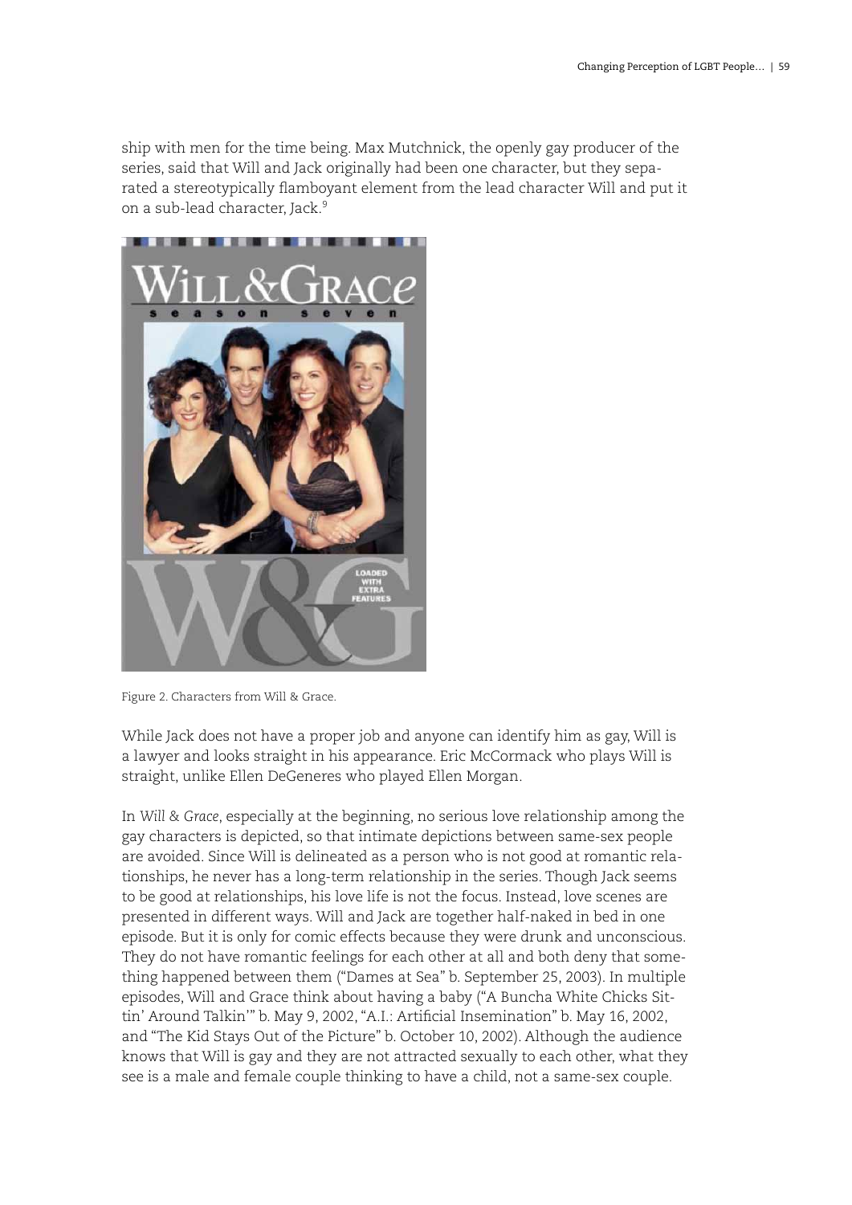ship with men for the time being. Max Mutchnick, the openly gay producer of the series, said that Will and Jack originally had been one character, but they separated a stereotypically flamboyant element from the lead character Will and put it on a sub-lead character, Jack.[9]

Figure 2. Characters from Will & Grace.

While Jack does not have a proper job and anyone can identify him as gay, Will is a lawyer and looks straight in his appearance. Eric McCormack who plays Will is straight, unlike Ellen DeGeneres who played Ellen Morgan.

In *Will & Grace*, especially at the beginning, no serious love relationship among the gay characters is depicted, so that intimate depictions between same-sex people are avoided. Since Will is delineated as a person who is not good at romantic relationships, he never has a long-term relationship in the series. Though Jack seems to be good at relationships, his love life is not the focus. Instead, love scenes are presented in different ways. Will and Jack are together half-naked in bed in one episode. But it is only for comic effects because they were drunk and unconscious. They do not have romantic feelings for each other at all and both deny that something happened between them ("Dames at Sea" b. September 25, 2003). In multiple episodes, Will and Grace think about having a baby ("A Buncha White Chicks Sittin' Around Talkin'" b. May 9, 2002, "A.I.: Artificial Insemination" b. May 16, 2002, and "The Kid Stays Out of the Picture" b. October 10, 2002). Although the audience knows that Will is gay and they are not attracted sexually to each other, what they see is a male and female couple thinking to have a child, not a same-sex couple.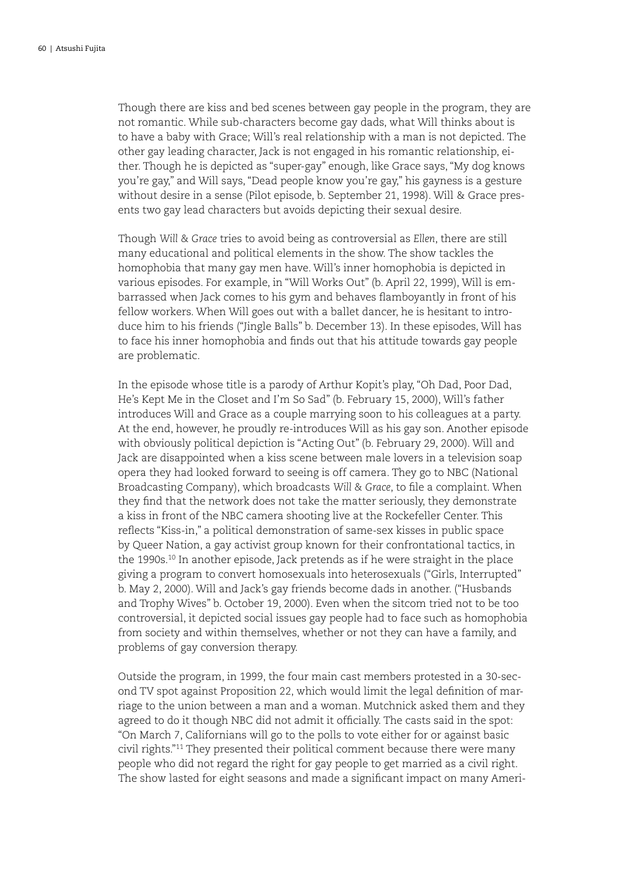Though there are kiss and bed scenes between gay people in the program, they are not romantic. While sub-characters become gay dads, what Will thinks about is to have a baby with Grace; Will's real relationship with a man is not depicted. The other gay leading character, Jack is not engaged in his romantic relationship, either. Though he is depicted as "super-gay" enough, like Grace says, "My dog knows you're gay," and Will says, "Dead people know you're gay," his gayness is a gesture without desire in a sense (Pilot episode, b. September 21, 1998). Will & Grace presents two gay lead characters but avoids depicting their sexual desire.

Though *Will & Grace* tries to avoid being as controversial as *Ellen*, there are still many educational and political elements in the show. The show tackles the homophobia that many gay men have. Will's inner homophobia is depicted in various episodes. For example, in "Will Works Out" (b. April 22, 1999), Will is embarrassed when Jack comes to his gym and behaves flamboyantly in front of his fellow workers. When Will goes out with a ballet dancer, he is hesitant to introduce him to his friends ("Jingle Balls" b. December 13). In these episodes, Will has to face his inner homophobia and finds out that his attitude towards gay people are problematic.

In the episode whose title is a parody of Arthur Kopit's play, "Oh Dad, Poor Dad, He's Kept Me in the Closet and I'm So Sad" (b. February 15, 2000), Will's father introduces Will and Grace as a couple marrying soon to his colleagues at a party. At the end, however, he proudly re-introduces Will as his gay son. Another episode with obviously political depiction is "Acting Out" (b. February 29, 2000). Will and Jack are disappointed when a kiss scene between male lovers in a television soap opera they had looked forward to seeing is off camera. They go to NBC (National Broadcasting Company), which broadcasts *Will & Grace*, to file a complaint. When they find that the network does not take the matter seriously, they demonstrate a kiss in front of the NBC camera shooting live at the Rockefeller Center. This reflects "Kiss-in," a political demonstration of same-sex kisses in public space by Queer Nation, a gay activist group known for their confrontational tactics, in the 1990s.[10] In another episode, Jack pretends as if he were straight in the place giving a program to convert homosexuals into heterosexuals ("Girls, Interrupted" b. May 2, 2000). Will and Jack's gay friends become dads in another. ("Husbands and Trophy Wives" b. October 19, 2000). Even when the sitcom tried not to be too controversial, it depicted social issues gay people had to face such as homophobia from society and within themselves, whether or not they can have a family, and problems of gay conversion therapy.

Outside the program, in 1999, the four main cast members protested in a 30-second TV spot against Proposition 22, which would limit the legal definition of marriage to the union between a man and a woman. Mutchnick asked them and they agreed to do it though NBC did not admit it officially. The casts said in the spot: "On March 7, Californians will go to the polls to vote either for or against basic civil rights."[11] They presented their political comment because there were many people who did not regard the right for gay people to get married as a civil right. The show lasted for eight seasons and made a significant impact on many Ameri-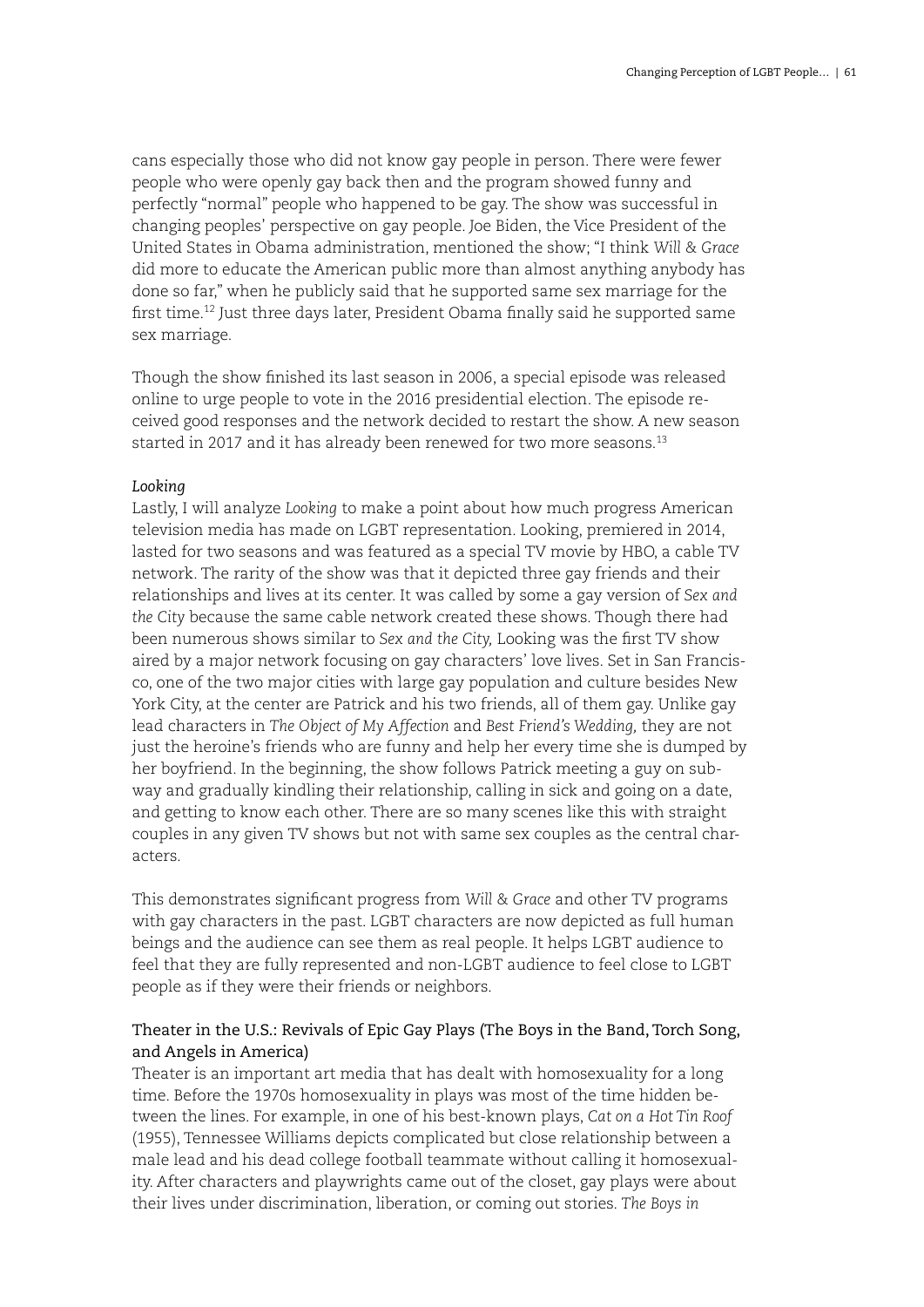cans especially those who did not know gay people in person. There were fewer people who were openly gay back then and the program showed funny and perfectly "normal" people who happened to be gay. The show was successful in changing peoples' perspective on gay people. Joe Biden, the Vice President of the United States in Obama administration, mentioned the show; "I think *Will & Grace* did more to educate the American public more than almost anything anybody has done so far," when he publicly said that he supported same sex marriage for the first time.[12] Just three days later, President Obama finally said he supported same sex marriage.

Though the show finished its last season in 2006, a special episode was released online to urge people to vote in the 2016 presidential election. The episode received good responses and the network decided to restart the show. A new season started in 2017 and it has already been renewed for two more seasons.[13]

*Looking*

Lastly, I will analyze *Looking* to make a point about how much progress American television media has made on LGBT representation. Looking, premiered in 2014, lasted for two seasons and was featured as a special TV movie by HBO, a cable TV network. The rarity of the show was that it depicted three gay friends and their relationships and lives at its center. It was called by some a gay version of *Sex and the City* because the same cable network created these shows. Though there had been numerous shows similar to *Sex and the City,* Looking was the first TV show aired by a major network focusing on gay characters' love lives. Set in San Francisco, one of the two major cities with large gay population and culture besides New York City, at the center are Patrick and his two friends, all of them gay. Unlike gay lead characters in *The Object of My Affection* and *Best Friend's Wedding,* they are not just the heroine's friends who are funny and help her every time she is dumped by her boyfriend. In the beginning, the show follows Patrick meeting a guy on subway and gradually kindling their relationship, calling in sick and going on a date, and getting to know each other. There are so many scenes like this with straight couples in any given TV shows but not with same sex couples as the central characters.

This demonstrates significant progress from *Will & Grace* and other TV programs with gay characters in the past. LGBT characters are now depicted as full human beings and the audience can see them as real people. It helps LGBT audience to feel that they are fully represented and non-LGBT audience to feel close to LGBT people as if they were their friends or neighbors.

### Theater in the U.S.: Revivals of Epic Gay Plays (The Boys in the Band, Torch Song, and Angels in America)

Theater is an important art media that has dealt with homosexuality for a long time. Before the 1970s homosexuality in plays was most of the time hidden between the lines. For example, in one of his best-known plays, *Cat on a Hot Tin Roof* (1955), Tennessee Williams depicts complicated but close relationship between a male lead and his dead college football teammate without calling it homosexuality. After characters and playwrights came out of the closet, gay plays were about their lives under discrimination, liberation, or coming out stories. *The Boys in*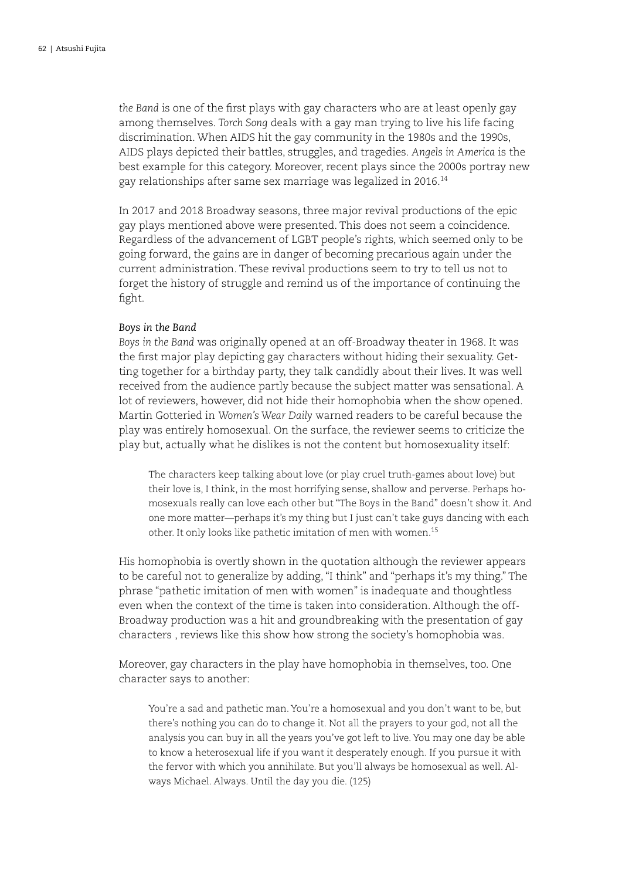*the Band* is one of the first plays with gay characters who are at least openly gay among themselves. *Torch Song* deals with a gay man trying to live his life facing discrimination. When AIDS hit the gay community in the 1980s and the 1990s, AIDS plays depicted their battles, struggles, and tragedies. *Angels in America* is the best example for this category. Moreover, recent plays since the 2000s portray new gay relationships after same sex marriage was legalized in 2016.[14]

In 2017 and 2018 Broadway seasons, three major revival productions of the epic gay plays mentioned above were presented. This does not seem a coincidence. Regardless of the advancement of LGBT people's rights, which seemed only to be going forward, the gains are in danger of becoming precarious again under the current administration. These revival productions seem to try to tell us not to forget the history of struggle and remind us of the importance of continuing the fight.

*Boys in the Band*

*Boys in the Band* was originally opened at an off-Broadway theater in 1968. It was the first major play depicting gay characters without hiding their sexuality. Getting together for a birthday party, they talk candidly about their lives. It was well received from the audience partly because the subject matter was sensational. A lot of reviewers, however, did not hide their homophobia when the show opened. Martin Gotteried in *Women's Wear Daily* warned readers to be careful because the play was entirely homosexual. On the surface, the reviewer seems to criticize the play but, actually what he dislikes is not the content but homosexuality itself:

> The characters keep talking about love (or play cruel truth-games about love) but their love is, I think, in the most horrifying sense, shallow and perverse. Perhaps homosexuals really can love each other but "The Boys in the Band" doesn't show it. And one more matter—perhaps it's my thing but I just can't take guys dancing with each other. It only looks like pathetic imitation of men with women.[15]

His homophobia is overtly shown in the quotation although the reviewer appears to be careful not to generalize by adding, "I think" and "perhaps it's my thing." The phrase "pathetic imitation of men with women" is inadequate and thoughtless even when the context of the time is taken into consideration. Although the off-Broadway production was a hit and groundbreaking with the presentation of gay characters , reviews like this show how strong the society's homophobia was.

Moreover, gay characters in the play have homophobia in themselves, too. One character says to another:

> You're a sad and pathetic man. You're a homosexual and you don't want to be, but there's nothing you can do to change it. Not all the prayers to your god, not all the analysis you can buy in all the years you've got left to live. You may one day be able to know a heterosexual life if you want it desperately enough. If you pursue it with the fervor with which you annihilate. But you'll always be homosexual as well. Always Michael. Always. Until the day you die. (125)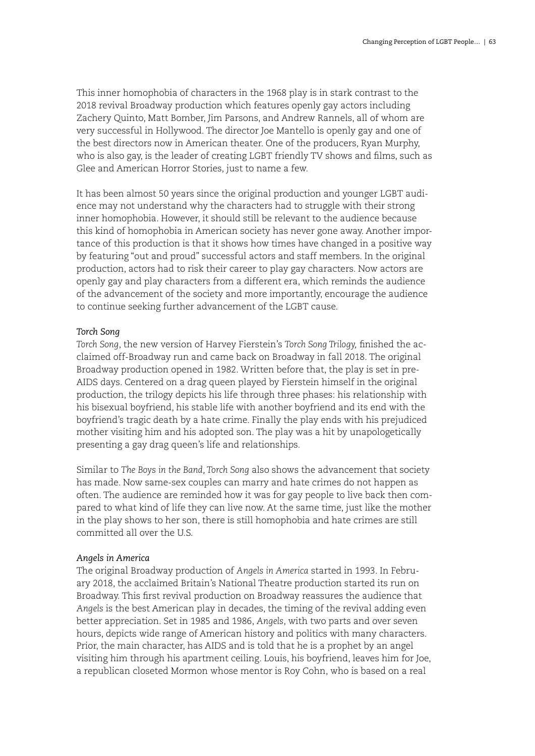This inner homophobia of characters in the 1968 play is in stark contrast to the 2018 revival Broadway production which features openly gay actors including Zachery Quinto, Matt Bomber, Jim Parsons, and Andrew Rannels, all of whom are very successful in Hollywood. The director Joe Mantello is openly gay and one of the best directors now in American theater. One of the producers, Ryan Murphy, who is also gay, is the leader of creating LGBT friendly TV shows and films, such as Glee and American Horror Stories, just to name a few.

It has been almost 50 years since the original production and younger LGBT audience may not understand why the characters had to struggle with their strong inner homophobia. However, it should still be relevant to the audience because this kind of homophobia in American society has never gone away. Another importance of this production is that it shows how times have changed in a positive way by featuring "out and proud" successful actors and staff members. In the original production, actors had to risk their career to play gay characters. Now actors are openly gay and play characters from a different era, which reminds the audience of the advancement of the society and more importantly, encourage the audience to continue seeking further advancement of the LGBT cause.

### *Torch Song*

*Torch Song*, the new version of Harvey Fierstein's *Torch Song Trilogy,* finished the acclaimed off-Broadway run and came back on Broadway in fall 2018. The original Broadway production opened in 1982. Written before that, the play is set in pre-AIDS days. Centered on a drag queen played by Fierstein himself in the original production, the trilogy depicts his life through three phases: his relationship with his bisexual boyfriend, his stable life with another boyfriend and its end with the boyfriend's tragic death by a hate crime. Finally the play ends with his prejudiced mother visiting him and his adopted son. The play was a hit by unapologetically presenting a gay drag queen's life and relationships.

Similar to *The Boys in the Band, Torch Song* also shows the advancement that society has made. Now same-sex couples can marry and hate crimes do not happen as often. The audience are reminded how it was for gay people to live back then compared to what kind of life they can live now. At the same time, just like the mother in the play shows to her son, there is still homophobia and hate crimes are still committed all over the U.S.

### *Angels in America*

The original Broadway production of *Angels in America* started in 1993. In February 2018, the acclaimed Britain's National Theatre production started its run on Broadway. This first revival production on Broadway reassures the audience that *Angels* is the best American play in decades, the timing of the revival adding even better appreciation. Set in 1985 and 1986, *Angels*, with two parts and over seven hours, depicts wide range of American history and politics with many characters. Prior, the main character, has AIDS and is told that he is a prophet by an angel visiting him through his apartment ceiling. Louis, his boyfriend, leaves him for Joe, a republican closeted Mormon whose mentor is Roy Cohn, who is based on a real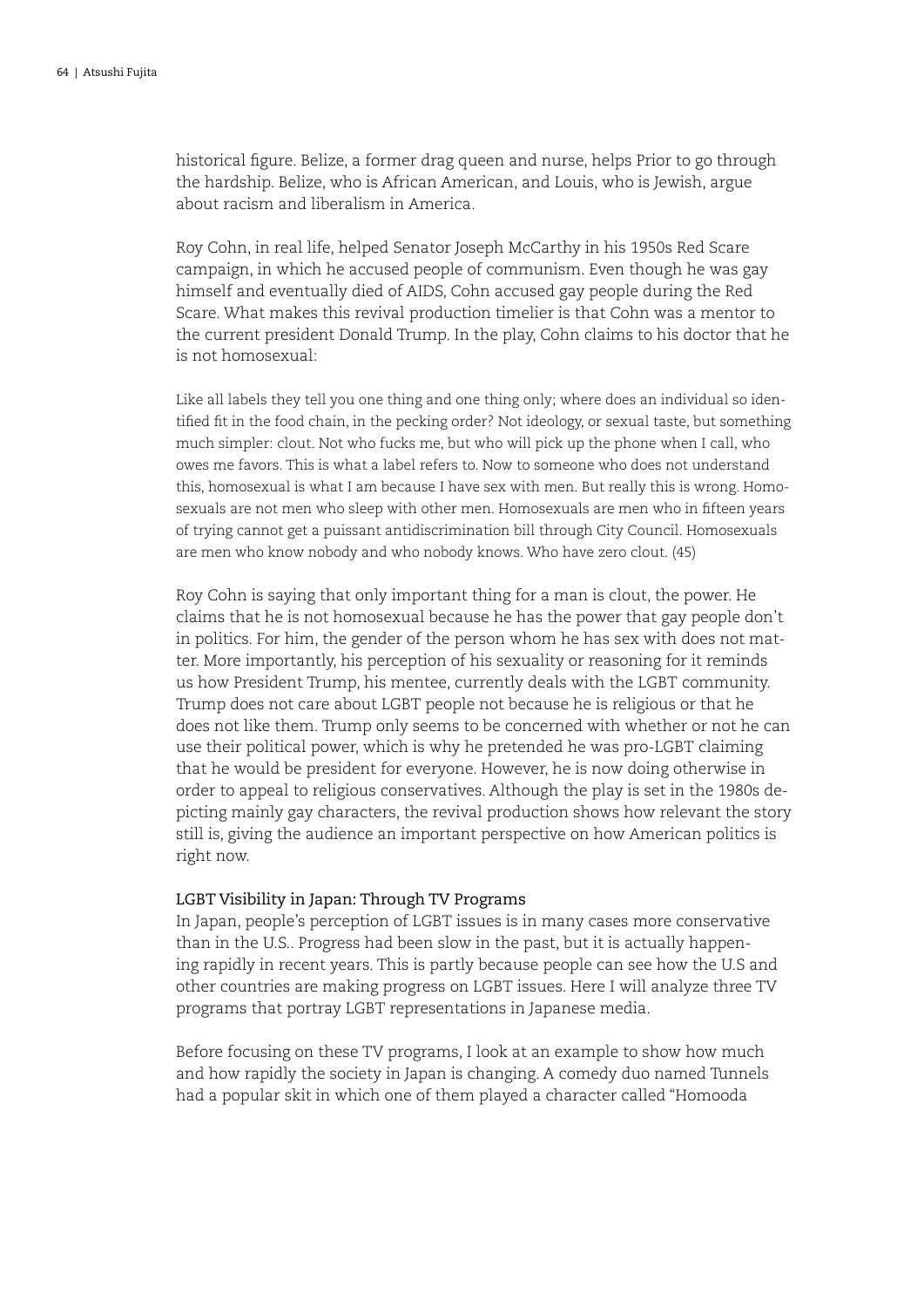historical figure. Belize, a former drag queen and nurse, helps Prior to go through the hardship. Belize, who is African American, and Louis, who is Jewish, argue about racism and liberalism in America.

Roy Cohn, in real life, helped Senator Joseph McCarthy in his 1950s Red Scare campaign, in which he accused people of communism. Even though he was gay himself and eventually died of AIDS, Cohn accused gay people during the Red Scare. What makes this revival production timelier is that Cohn was a mentor to the current president Donald Trump. In the play, Cohn claims to his doctor that he is not homosexual:

> Like all labels they tell you one thing and one thing only; where does an individual so identified fit in the food chain, in the pecking order? Not ideology, or sexual taste, but something much simpler: clout. Not who fucks me, but who will pick up the phone when I call, who owes me favors. This is what a label refers to. Now to someone who does not understand this, homosexual is what I am because I have sex with men. But really this is wrong. Homosexuals are not men who sleep with other men. Homosexuals are men who in fifteen years of trying cannot get a puissant antidiscrimination bill through City Council. Homosexuals are men who know nobody and who nobody knows. Who have zero clout. (45)

Roy Cohn is saying that only important thing for a man is clout, the power. He claims that he is not homosexual because he has the power that gay people don't in politics. For him, the gender of the person whom he has sex with does not matter. More importantly, his perception of his sexuality or reasoning for it reminds us how President Trump, his mentee, currently deals with the LGBT community. Trump does not care about LGBT people not because he is religious or that he does not like them. Trump only seems to be concerned with whether or not he can use their political power, which is why he pretended he was pro-LGBT claiming that he would be president for everyone. However, he is now doing otherwise in order to appeal to religious conservatives. Although the play is set in the 1980s depicting mainly gay characters, the revival production shows how relevant the story still is, giving the audience an important perspective on how American politics is right now.

### LGBT Visibility in Japan: Through TV Programs

In Japan, people's perception of LGBT issues is in many cases more conservative than in the U.S.. Progress had been slow in the past, but it is actually happening rapidly in recent years. This is partly because people can see how the U.S and other countries are making progress on LGBT issues. Here I will analyze three TV programs that portray LGBT representations in Japanese media.

Before focusing on these TV programs, I look at an example to show how much and how rapidly the society in Japan is changing. A comedy duo named Tunnels had a popular skit in which one of them played a character called "Homooda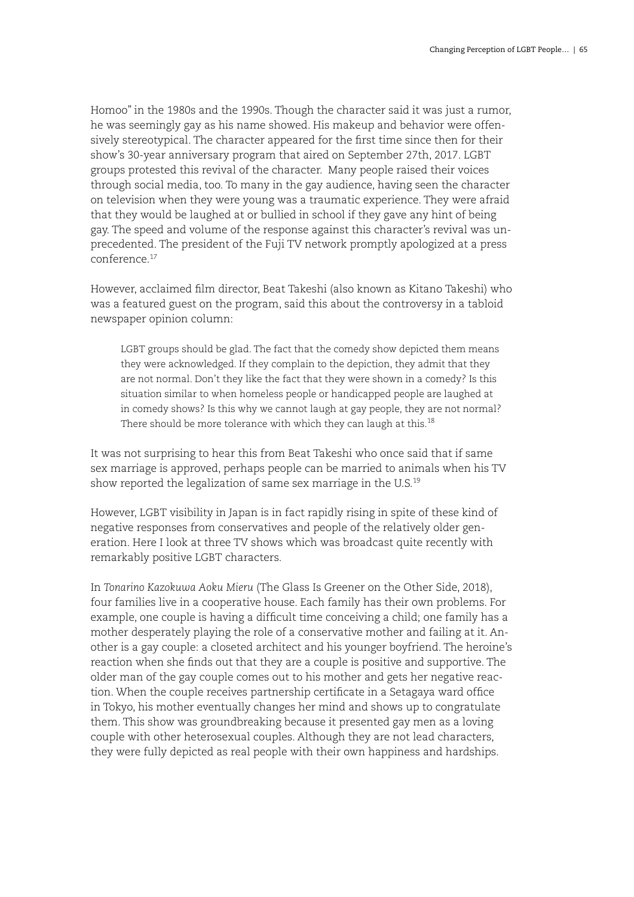Homoo" in the 1980s and the 1990s. Though the character said it was just a rumor, he was seemingly gay as his name showed. His makeup and behavior were offensively stereotypical. The character appeared for the first time since then for their show's 30-year anniversary program that aired on September 27th, 2017. LGBT groups protested this revival of the character. Many people raised their voices through social media, too. To many in the gay audience, having seen the character on television when they were young was a traumatic experience. They were afraid that they would be laughed at or bullied in school if they gave any hint of being gay. The speed and volume of the response against this character's revival was unprecedented. The president of the Fuji TV network promptly apologized at a press conference.[17]

However, acclaimed film director, Beat Takeshi (also known as Kitano Takeshi) who was a featured guest on the program, said this about the controversy in a tabloid newspaper opinion column:

> LGBT groups should be glad. The fact that the comedy show depicted them means they were acknowledged. If they complain to the depiction, they admit that they are not normal. Don't they like the fact that they were shown in a comedy? Is this situation similar to when homeless people or handicapped people are laughed at in comedy shows? Is this why we cannot laugh at gay people, they are not normal? There should be more tolerance with which they can laugh at this.[18]

It was not surprising to hear this from Beat Takeshi who once said that if same sex marriage is approved, perhaps people can be married to animals when his TV show reported the legalization of same sex marriage in the U.S.[19]

However, LGBT visibility in Japan is in fact rapidly rising in spite of these kind of negative responses from conservatives and people of the relatively older generation. Here I look at three TV shows which was broadcast quite recently with remarkably positive LGBT characters.

In *Tonarino Kazokuwa Aoku Mieru* (The Glass Is Greener on the Other Side, 2018), four families live in a cooperative house. Each family has their own problems. For example, one couple is having a difficult time conceiving a child; one family has a mother desperately playing the role of a conservative mother and failing at it. Another is a gay couple: a closeted architect and his younger boyfriend. The heroine's reaction when she finds out that they are a couple is positive and supportive. The older man of the gay couple comes out to his mother and gets her negative reaction. When the couple receives partnership certificate in a Setagaya ward office in Tokyo, his mother eventually changes her mind and shows up to congratulate them. This show was groundbreaking because it presented gay men as a loving couple with other heterosexual couples. Although they are not lead characters, they were fully depicted as real people with their own happiness and hardships.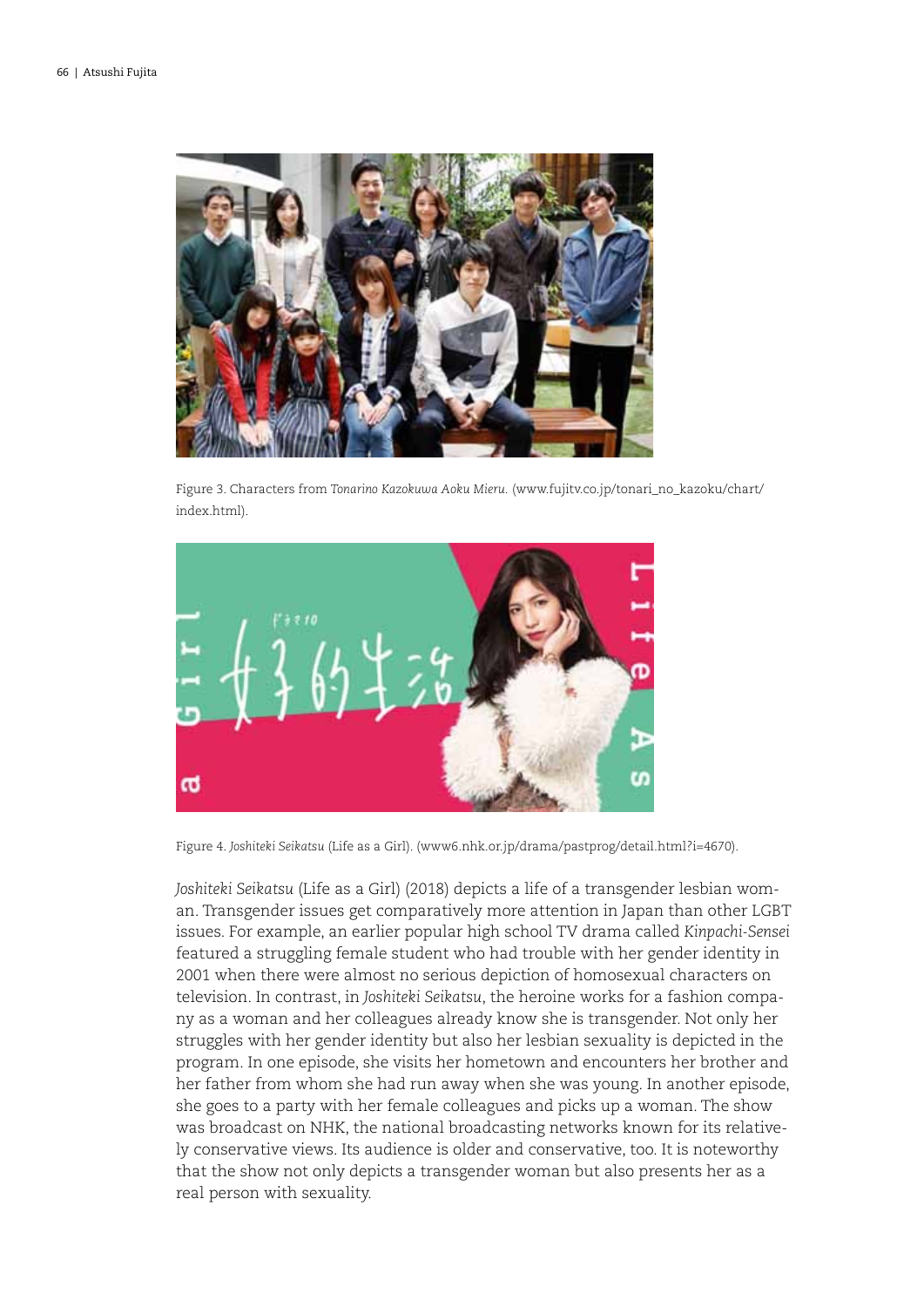Figure 3. Characters from *Tonarino Kazokuwa Aoku Mieru*. (www.fujitv.co.jp/tonari_no_kazoku/chart/index.html).

Figure 4. *Joshiteki Seikatsu* (Life as a Girl). (www6.nhk.or.jp/drama/pastprog/detail.html?i=4670).

*Joshiteki Seikatsu* (Life as a Girl) (2018) depicts a life of a transgender lesbian woman. Transgender issues get comparatively more attention in Japan than other LGBT issues. For example, an earlier popular high school TV drama called *Kinpachi-Sensei* featured a struggling female student who had trouble with her gender identity in 2001 when there were almost no serious depiction of homosexual characters on television. In contrast, in *Joshiteki Seikatsu*, the heroine works for a fashion company as a woman and her colleagues already know she is transgender. Not only her struggles with her gender identity but also her lesbian sexuality is depicted in the program. In one episode, she visits her hometown and encounters her brother and her father from whom she had run away when she was young. In another episode, she goes to a party with her female colleagues and picks up a woman. The show was broadcast on NHK, the national broadcasting networks known for its relatively conservative views. Its audience is older and conservative, too. It is noteworthy that the show not only depicts a transgender woman but also presents her as a real person with sexuality.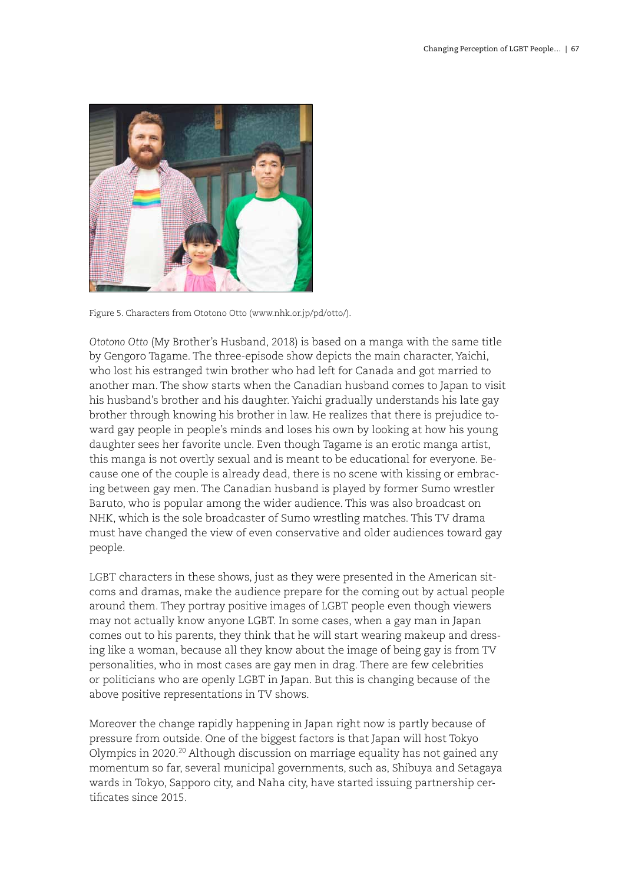Figure 5. Characters from Ototono Otto (www.nhk.or.jp/pd/otto/).

*Ototono Otto* (My Brother's Husband, 2018) is based on a manga with the same title by Gengoro Tagame. The three-episode show depicts the main character, Yaichi, who lost his estranged twin brother who had left for Canada and got married to another man. The show starts when the Canadian husband comes to Japan to visit his husband's brother and his daughter. Yaichi gradually understands his late gay brother through knowing his brother in law. He realizes that there is prejudice toward gay people in people's minds and loses his own by looking at how his young daughter sees her favorite uncle. Even though Tagame is an erotic manga artist, this manga is not overtly sexual and is meant to be educational for everyone. Because one of the couple is already dead, there is no scene with kissing or embracing between gay men. The Canadian husband is played by former Sumo wrestler Baruto, who is popular among the wider audience. This was also broadcast on NHK, which is the sole broadcaster of Sumo wrestling matches. This TV drama must have changed the view of even conservative and older audiences toward gay people.

LGBT characters in these shows, just as they were presented in the American sitcoms and dramas, make the audience prepare for the coming out by actual people around them. They portray positive images of LGBT people even though viewers may not actually know anyone LGBT. In some cases, when a gay man in Japan comes out to his parents, they think that he will start wearing makeup and dressing like a woman, because all they know about the image of being gay is from TV personalities, who in most cases are gay men in drag. There are few celebrities or politicians who are openly LGBT in Japan. But this is changing because of the above positive representations in TV shows.

Moreover the change rapidly happening in Japan right now is partly because of pressure from outside. One of the biggest factors is that Japan will host Tokyo Olympics in 2020.[20] Although discussion on marriage equality has not gained any momentum so far, several municipal governments, such as, Shibuya and Setagaya wards in Tokyo, Sapporo city, and Naha city, have started issuing partnership certificates since 2015.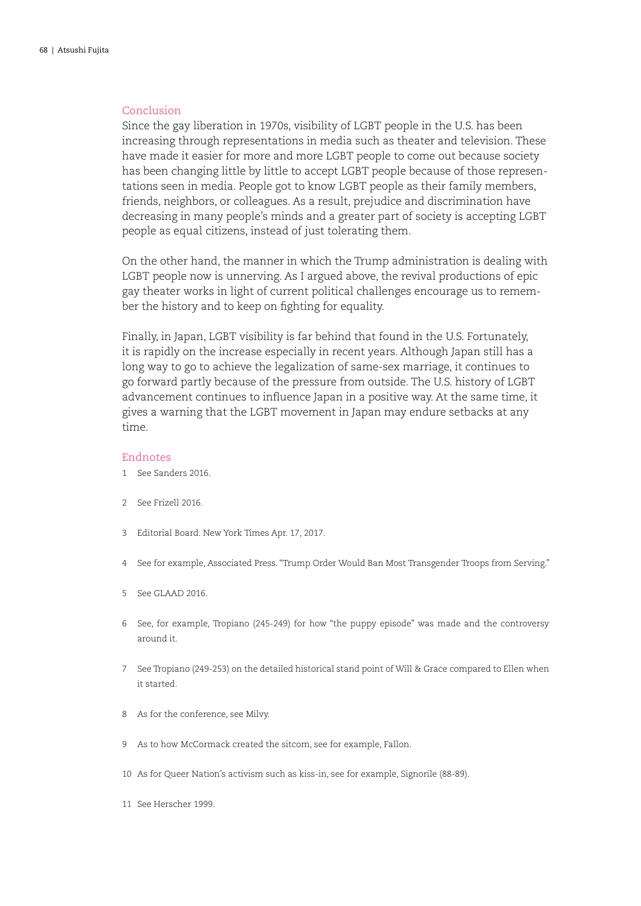## Conclusion

Since the gay liberation in 1970s, visibility of LGBT people in the U.S. has been increasing through representations in media such as theater and television. These have made it easier for more and more LGBT people to come out because society has been changing little by little to accept LGBT people because of those representations seen in media. People got to know LGBT people as their family members, friends, neighbors, or colleagues. As a result, prejudice and discrimination have decreasing in many people's minds and a greater part of society is accepting LGBT people as equal citizens, instead of just tolerating them.

On the other hand, the manner in which the Trump administration is dealing with LGBT people now is unnerving. As I argued above, the revival productions of epic gay theater works in light of current political challenges encourage us to remember the history and to keep on fighting for equality.

Finally, in Japan, LGBT visibility is far behind that found in the U.S. Fortunately, it is rapidly on the increase especially in recent years. Although Japan still has a long way to go to achieve the legalization of same-sex marriage, it continues to go forward partly because of the pressure from outside. The U.S. history of LGBT advancement continues to influence Japan in a positive way. At the same time, it gives a warning that the LGBT movement in Japan may endure setbacks at any time.

## Endnotes

1 See Sanders 2016.

2 See Frizell 2016.

3 Editorial Board. New York Times Apr. 17, 2017.

4 See for example, Associated Press. "Trump Order Would Ban Most Transgender Troops from Serving."

5 See GLAAD 2016.

6 See, for example, Tropiano (245-249) for how "the puppy episode" was made and the controversy around it.

7 See Tropiano (249-253) on the detailed historical stand point of Will & Grace compared to Ellen when it started.

8 As for the conference, see Milvy.

9 As to how McCormack created the sitcom, see for example, Fallon.

10 As for Queer Nation's activism such as kiss-in, see for example, Signorile (88-89).

11 See Herscher 1999.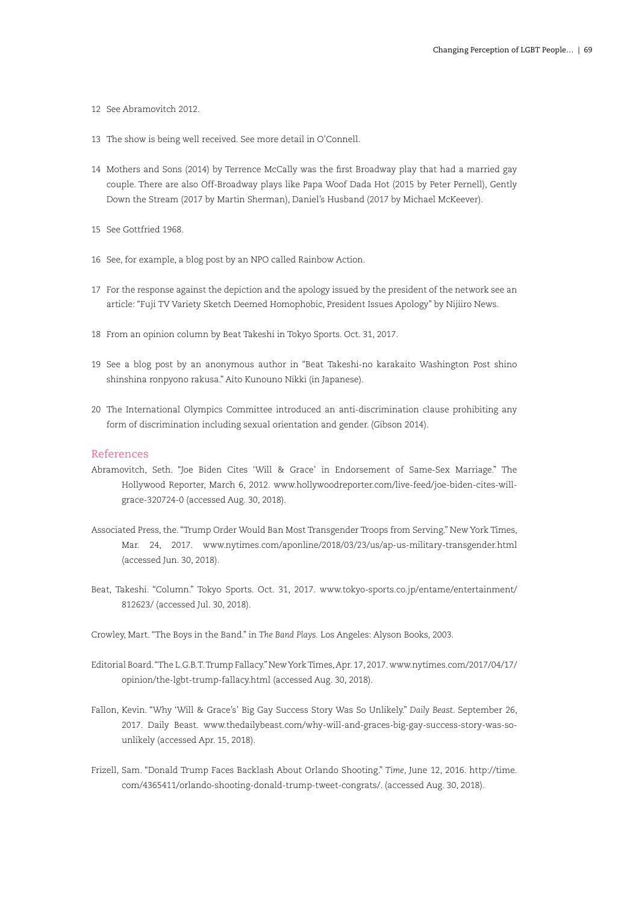12 See Abramovitch 2012.

13 The show is being well received. See more detail in O'Connell.

14 Mothers and Sons (2014) by Terrence McCally was the first Broadway play that had a married gay couple. There are also Off-Broadway plays like Papa Woof Dada Hot (2015 by Peter Pernell), Gently Down the Stream (2017 by Martin Sherman), Daniel's Husband (2017 by Michael McKeever).

15 See Gottfried 1968.

16 See, for example, a blog post by an NPO called Rainbow Action.

17 For the response against the depiction and the apology issued by the president of the network see an article: "Fuji TV Variety Sketch Deemed Homophobic, President Issues Apology" by Nijiiro News.

18 From an opinion column by Beat Takeshi in Tokyo Sports. Oct. 31, 2017.

19 See a blog post by an anonymous author in "Beat Takeshi-no karakaito Washington Post shino shinshina ronpyono rakusa." Aito Kunouno Nikki (in Japanese).

20 The International Olympics Committee introduced an anti-discrimination clause prohibiting any form of discrimination including sexual orientation and gender. (Gibson 2014).

## References

Abramovitch, Seth. "Joe Biden Cites 'Will & Grace' in Endorsement of Same-Sex Marriage." The Hollywood Reporter, March 6, 2012. www.hollywoodreporter.com/live-feed/joe-biden-cites-will-grace-320724-0 (accessed Aug. 30, 2018).

Associated Press, the. "Trump Order Would Ban Most Transgender Troops from Serving." New York Times, Mar. 24, 2017. www.nytimes.com/aponline/2018/03/23/us/ap-us-military-transgender.html (accessed Jun. 30, 2018).

Beat, Takeshi. "Column." Tokyo Sports. Oct. 31, 2017. www.tokyo-sports.co.jp/entame/entertainment/812623/ (accessed Jul. 30, 2018).

Crowley, Mart. "The Boys in the Band." in *The Band Plays.* Los Angeles: Alyson Books, 2003.

Editorial Board. "The L.G.B.T. Trump Fallacy." New York Times, Apr. 17, 2017. www.nytimes.com/2017/04/17/opinion/the-lgbt-trump-fallacy.html (accessed Aug. 30, 2018).

Fallon, Kevin. "Why 'Will & Grace's' Big Gay Success Story Was So Unlikely." *Daily Beast*. September 26, 2017. Daily Beast. www.thedailybeast.com/why-will-and-graces-big-gay-success-story-was-so-unlikely (accessed Apr. 15, 2018).

Frizell, Sam. "Donald Trump Faces Backlash About Orlando Shooting." *Time*, June 12, 2016. http://time.com/4365411/orlando-shooting-donald-trump-tweet-congrats/. (accessed Aug. 30, 2018).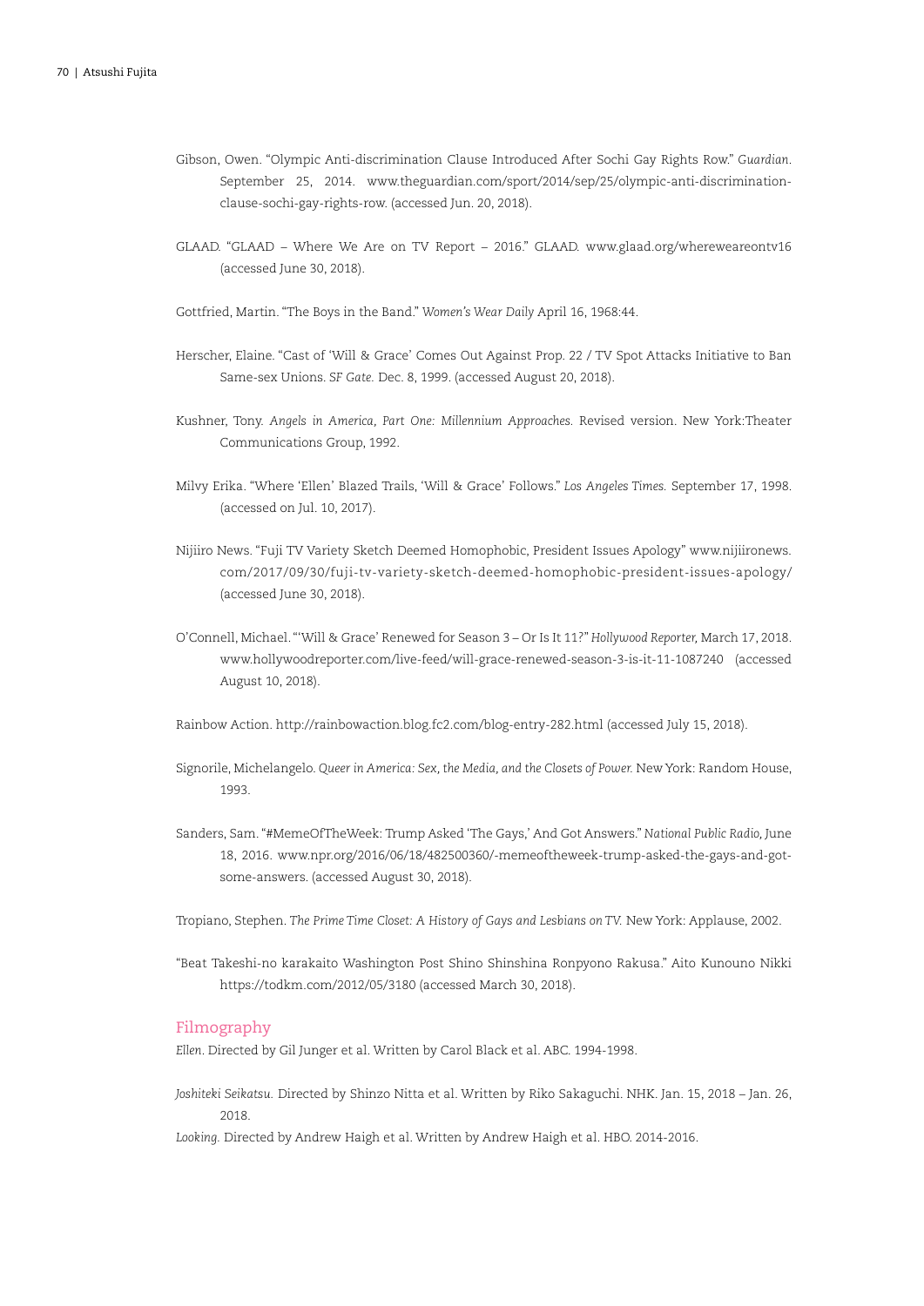Gibson, Owen. "Olympic Anti-discrimination Clause Introduced After Sochi Gay Rights Row." *Guardian*. September 25, 2014. www.theguardian.com/sport/2014/sep/25/olympic-anti-discrimination-clause-sochi-gay-rights-row. (accessed Jun. 20, 2018).

GLAAD. "GLAAD – Where We Are on TV Report – 2016." GLAAD. www.glaad.org/whereweareontv16 (accessed June 30, 2018).

Gottfried, Martin. "The Boys in the Band." *Women's Wear Daily* April 16, 1968:44.

Herscher, Elaine. "Cast of 'Will & Grace' Comes Out Against Prop. 22 / TV Spot Attacks Initiative to Ban Same-sex Unions. *SF Gate.* Dec. 8, 1999. (accessed August 20, 2018).

Kushner, Tony. *Angels in America, Part One: Millennium Approaches.* Revised version. New York:Theater Communications Group, 1992.

Milvy Erika. "Where 'Ellen' Blazed Trails, 'Will & Grace' Follows." *Los Angeles Times.* September 17, 1998. (accessed on Jul. 10, 2017).

Nijiiro News. "Fuji TV Variety Sketch Deemed Homophobic, President Issues Apology" www.nijiironews.com/2017/09/30/fuji-tv-variety-sketch-deemed-homophobic-president-issues-apology/ (accessed June 30, 2018).

O'Connell, Michael. "'Will & Grace' Renewed for Season 3 – Or Is It 11?" *Hollywood Reporter,* March 17, 2018. www.hollywoodreporter.com/live-feed/will-grace-renewed-season-3-is-it-11-1087240 (accessed August 10, 2018).

Rainbow Action. http://rainbowaction.blog.fc2.com/blog-entry-282.html (accessed July 15, 2018).

Signorile, Michelangelo. *Queer in America: Sex, the Media, and the Closets of Power.* New York: Random House, 1993.

Sanders, Sam. "#MemeOfTheWeek: Trump Asked 'The Gays,' And Got Answers." *National Public Radio,* June 18, 2016. www.npr.org/2016/06/18/482500360/-memeoftheweek-trump-asked-the-gays-and-got-some-answers. (accessed August 30, 2018).

Tropiano, Stephen. *The Prime Time Closet: A History of Gays and Lesbians on TV.* New York: Applause, 2002.

"Beat Takeshi-no karakaito Washington Post Shino Shinshina Ronpyono Rakusa." Aito Kunouno Nikki https://todkm.com/2012/05/3180 (accessed March 30, 2018).

## Filmography

*Ellen*. Directed by Gil Junger et al. Written by Carol Black et al. ABC. 1994-1998.

*Joshiteki Seikatsu.* Directed by Shinzo Nitta et al. Written by Riko Sakaguchi. NHK. Jan. 15, 2018 – Jan. 26, 2018.

*Looking.* Directed by Andrew Haigh et al. Written by Andrew Haigh et al. HBO. 2014-2016.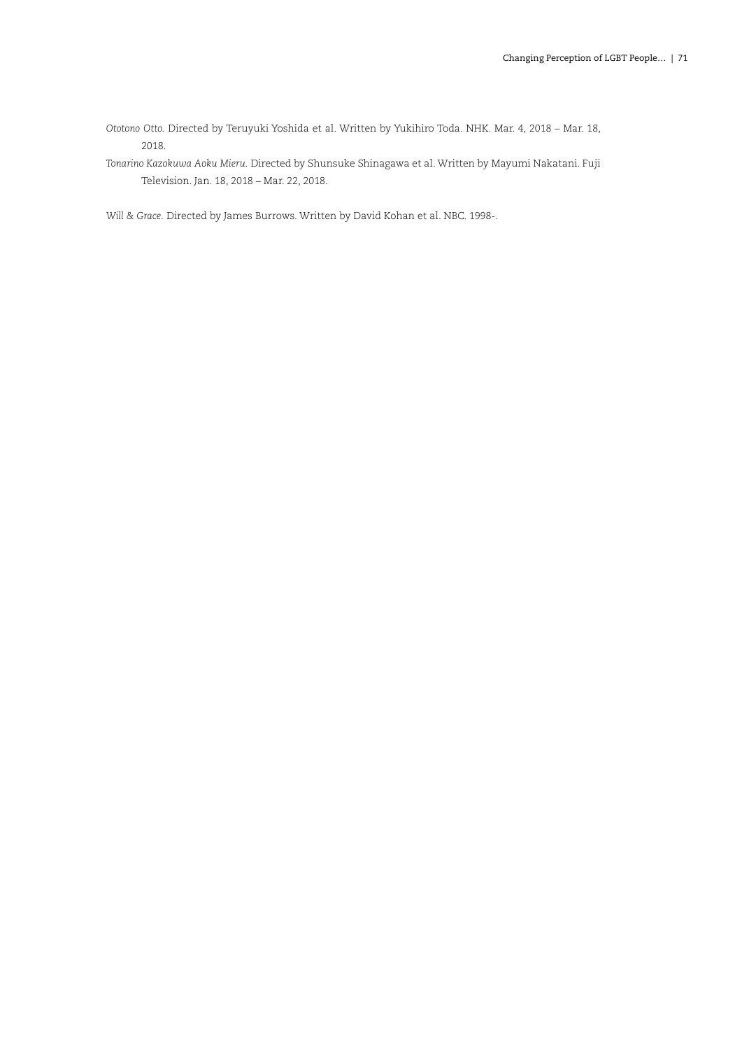*Ototono Otto.* Directed by Teruyuki Yoshida et al. Written by Yukihiro Toda. NHK. Mar. 4, 2018 – Mar. 18, 2018.

*Tonarino Kazokuwa Aoku Mieru.* Directed by Shunsuke Shinagawa et al. Written by Mayumi Nakatani. Fuji Television. Jan. 18, 2018 – Mar. 22, 2018.

*Will & Grace.* Directed by James Burrows. Written by David Kohan et al. NBC. 1998-.